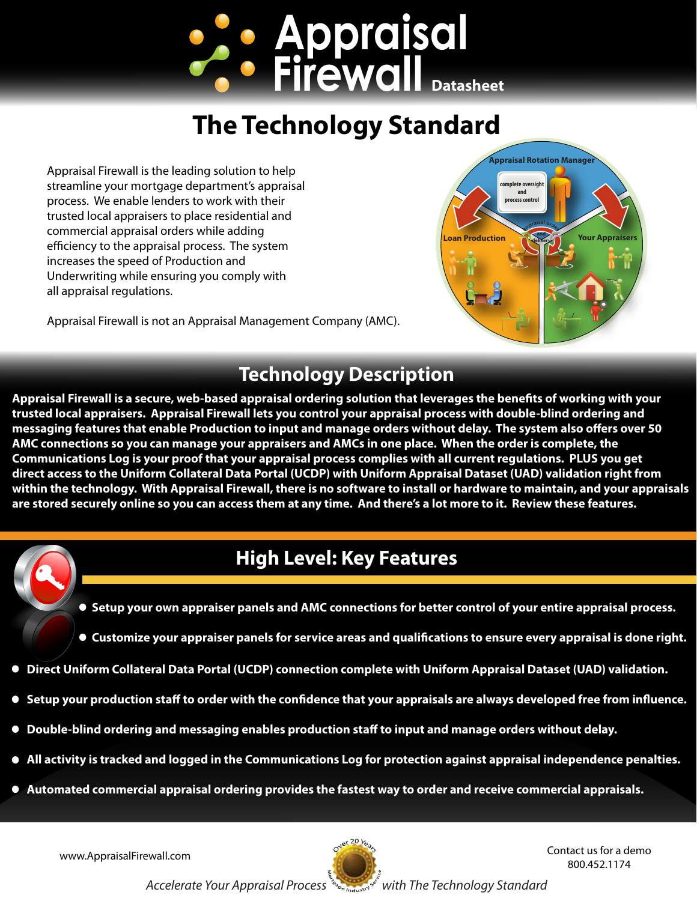# Appraisal Firewall Datasheet

## The Technology Standard

Appraisal Firewall is the leading solution to help streamline your mortgage department's appraisal process. We enable lenders to work with their trusted local appraisers to place residential and commercial appraisal orders while adding efficiency to the appraisal process. The system increases the speed of Production and Underwriting while ensuring you comply with all appraisal regulations.

Appraisal Firewall is not an Appraisal Management Company (AMC).

## Technology Description

**Appraisal Firewall is a secure, web-based appraisal ordering solution that leverages the benefits of working with your trusted local appraisers. Appraisal Firewall lets you control your appraisal process with double-blind ordering and messaging features that enable Production to input and manage orders without delay. The system also offers over 50 AMC connections so you can manage your appraisers and AMCs in one place. When the order is complete, the Communications Log is your proof that your appraisal process complies with all current regulations. PLUS you get direct access to the Uniform Collateral Data Portal (UCDP) with Uniform Appraisal Dataset (UAD) validation right from within the technology. With Appraisal Firewall, there is no software to install or hardware to maintain, and your appraisals are stored securely online so you can access them at any time. And there's a lot more to it. Review these features.**

## High Level: Key Features

- **Setup your own appraiser panels and AMC connections for better control of your entire appraisal process.**
- **Customize your appraiser panels for service areas and qualifications to ensure every appraisal is done right.**
- **Direct Uniform Collateral Data Portal (UCDP) connection complete with Uniform Appraisal Dataset (UAD) validation.**
- **Setup your production staff to order with the confidence that your appraisals are always developed free from influence.**
- **Double-blind ordering and messaging enables production staff to input and manage orders without delay.**
- **All activity is tracked and logged in the Communications Log for protection against appraisal independence penalties.**
- **Automated commercial appraisal ordering provides the fastest way to order and receive commercial appraisals.**

www.AppraisalFirewall.com

Contact us for a demo
800.452.1174

*Accelerate Your Appraisal Process with The Technology Standard*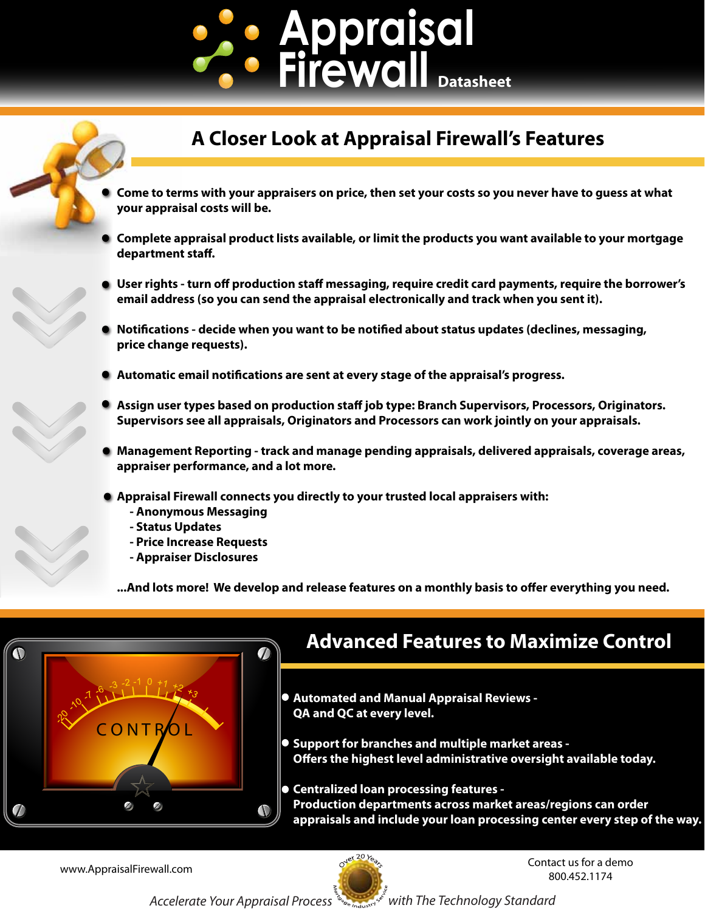# Appraisal Firewall Datasheet

## A Closer Look at Appraisal Firewall's Features

- **Come to terms with your appraisers on price, then set your costs so you never have to guess at what your appraisal costs will be.**
- **Complete appraisal product lists available, or limit the products you want available to your mortgage department staff.**
- **User rights - turn off production staff messaging, require credit card payments, require the borrower's email address (so you can send the appraisal electronically and track when you sent it).**
- **Notifications - decide when you want to be notified about status updates (declines, messaging, price change requests).**
- **Automatic email notifications are sent at every stage of the appraisal's progress.**
- **Assign user types based on production staff job type: Branch Supervisors, Processors, Originators. Supervisors see all appraisals, Originators and Processors can work jointly on your appraisals.**
- **Management Reporting - track and manage pending appraisals, delivered appraisals, coverage areas, appraiser performance, and a lot more.**
- **Appraisal Firewall connects you directly to your trusted local appraisers with:**
  - **Anonymous Messaging**
  - **Status Updates**
  - **Price Increase Requests**
  - **Appraiser Disclosures**

**...And lots more! We develop and release features on a monthly basis to offer everything you need.**

## Advanced Features to Maximize Control

- **Automated and Manual Appraisal Reviews - QA and QC at every level.**
- **Support for branches and multiple market areas - Offers the highest level administrative oversight available today.**
- **Centralized loan processing features - Production departments across market areas/regions can order appraisals and include your loan processing center every step of the way.**

www.AppraisalFirewall.com

Contact us for a demo
800.452.1174

Over 20 Years Mortgage Industry Service

*Accelerate Your Appraisal Process with The Technology Standard*